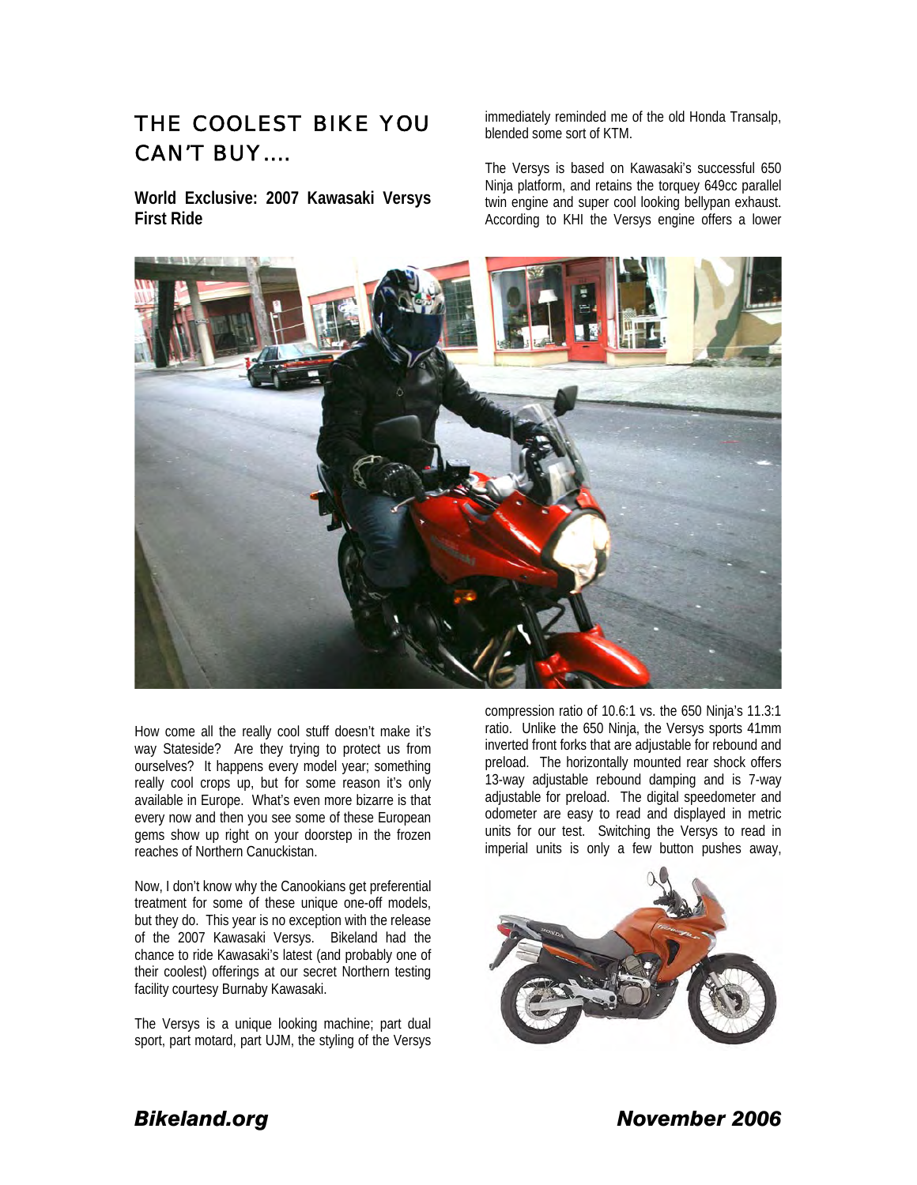# THE COOLEST BIKE YOU CAN'T BUY….

**World Exclusive: 2007 Kawasaki Versys First Ride**

How come all the really cool stuff doesn't make it's way Stateside? Are they trying to protect us from ourselves? It happens every model year; something really cool crops up, but for some reason it's only available in Europe. What's even more bizarre is that every now and then you see some of these European gems show up right on your doorstep in the frozen reaches of Northern Canuckistan.

Now, I don't know why the Canookians get preferential treatment for some of these unique one-off models, but they do. This year is no exception with the release of the 2007 Kawasaki Versys. Bikeland had the chance to ride Kawasaki's latest (and probably one of their coolest) offerings at our secret Northern testing facility courtesy Burnaby Kawasaki.

The Versys is a unique looking machine; part dual sport, part motard, part UJM, the styling of the Versys immediately reminded me of the old Honda Transalp, blended some sort of KTM.

The Versys is based on Kawasaki's successful 650 Ninja platform, and retains the torquey 649cc parallel twin engine and super cool looking bellypan exhaust. According to KHI the Versys engine offers a lower compression ratio of 10.6:1 vs. the 650 Ninja's 11.3:1 ratio. Unlike the 650 Ninja, the Versys sports 41mm inverted front forks that are adjustable for rebound and preload. The horizontally mounted rear shock offers 13-way adjustable rebound damping and is 7-way adjustable for preload. The digital speedometer and odometer are easy to read and displayed in metric units for our test. Switching the Versys to read in imperial units is only a few button pushes away,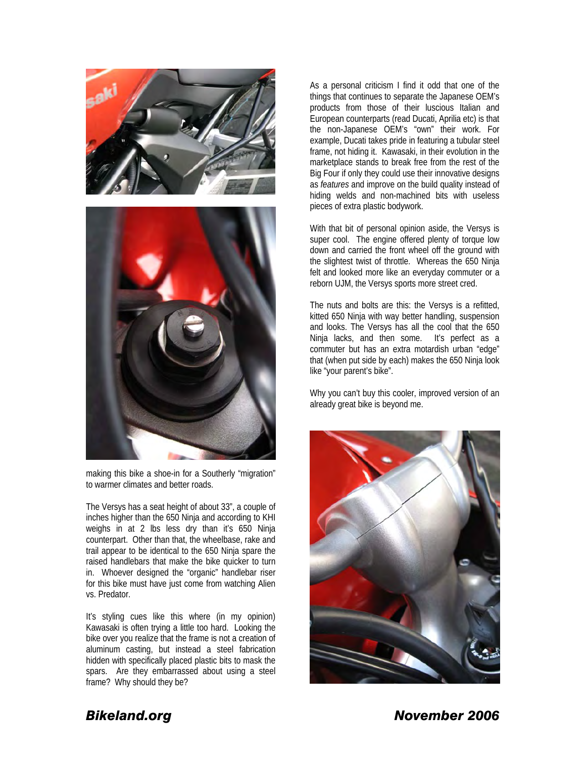making this bike a shoe-in for a Southerly "migration" to warmer climates and better roads.

The Versys has a seat height of about 33", a couple of inches higher than the 650 Ninja and according to KHI weighs in at 2 lbs less dry than it's 650 Ninja counterpart. Other than that, the wheelbase, rake and trail appear to be identical to the 650 Ninja spare the raised handlebars that make the bike quicker to turn in. Whoever designed the "organic" handlebar riser for this bike must have just come from watching Alien vs. Predator.

It's styling cues like this where (in my opinion) Kawasaki is often trying a little too hard. Looking the bike over you realize that the frame is not a creation of aluminum casting, but instead a steel fabrication hidden with specifically placed plastic bits to mask the spars. Are they embarrassed about using a steel frame? Why should they be?

As a personal criticism I find it odd that one of the things that continues to separate the Japanese OEM's products from those of their luscious Italian and European counterparts (read Ducati, Aprilia etc) is that the non-Japanese OEM's "own" their work. For example, Ducati takes pride in featuring a tubular steel frame, not hiding it. Kawasaki, in their evolution in the marketplace stands to break free from the rest of the Big Four if only they could use their innovative designs as *features* and improve on the build quality instead of hiding welds and non-machined bits with useless pieces of extra plastic bodywork.

With that bit of personal opinion aside, the Versys is super cool. The engine offered plenty of torque low down and carried the front wheel off the ground with the slightest twist of throttle. Whereas the 650 Ninja felt and looked more like an everyday commuter or a reborn UJM, the Versys sports more street cred.

The nuts and bolts are this: the Versys is a refitted, kitted 650 Ninja with way better handling, suspension and looks. The Versys has all the cool that the 650 Ninja lacks, and then some. It's perfect as a commuter but has an extra motardish urban "edge" that (when put side by each) makes the 650 Ninja look like "your parent's bike".

Why you can't buy this cooler, improved version of an already great bike is beyond me.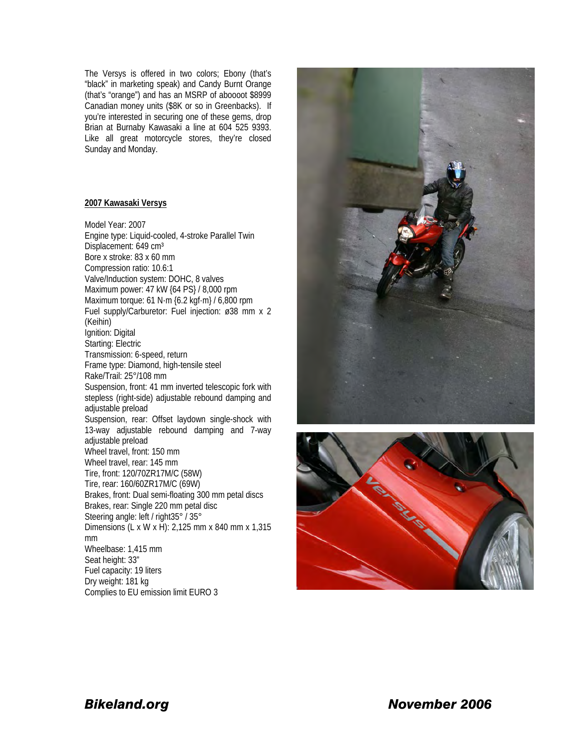The Versys is offered in two colors; Ebony (that's "black" in marketing speak) and Candy Burnt Orange (that's "orange") and has an MSRP of aboooot $8999 Canadian money units ($8K or so in Greenbacks). If you're interested in securing one of these gems, drop Brian at Burnaby Kawasaki a line at 604 525 9393. Like all great motorcycle stores, they're closed Sunday and Monday.

**2007 Kawasaki Versys**

Model Year: 2007
Engine type: Liquid-cooled, 4-stroke Parallel Twin
Displacement: 649 $cm^3$
Bore x stroke: 83 x 60 mm
Compression ratio: 10.6:1
Valve/Induction system: DOHC, 8 valves
Maximum power: 47 kW {64 PS} / 8,000 rpm
Maximum torque: 61 N·m {6.2 kgf·m} / 6,800 rpm
Fuel supply/Carburetor: Fuel injection: ø38 mm x 2 (Keihin)
Ignition: Digital
Starting: Electric
Transmission: 6-speed, return
Frame type: Diamond, high-tensile steel
Rake/Trail: 25°/108 mm
Suspension, front: 41 mm inverted telescopic fork with stepless (right-side) adjustable rebound damping and adjustable preload
Suspension, rear: Offset laydown single-shock with 13-way adjustable rebound damping and 7-way adjustable preload
Wheel travel, front: 150 mm
Wheel travel, rear: 145 mm
Tire, front: 120/70ZR17M/C (58W)
Tire, rear: 160/60ZR17M/C (69W)
Brakes, front: Dual semi-floating 300 mm petal discs
Brakes, rear: Single 220 mm petal disc
Steering angle: left / right35° / 35°
Dimensions (L x W x H): 2,125 mm x 840 mm x 1,315 mm
Wheelbase: 1,415 mm
Seat height: 33"
Fuel capacity: 19 liters
Dry weight: 181 kg
Complies to EU emission limit EURO 3